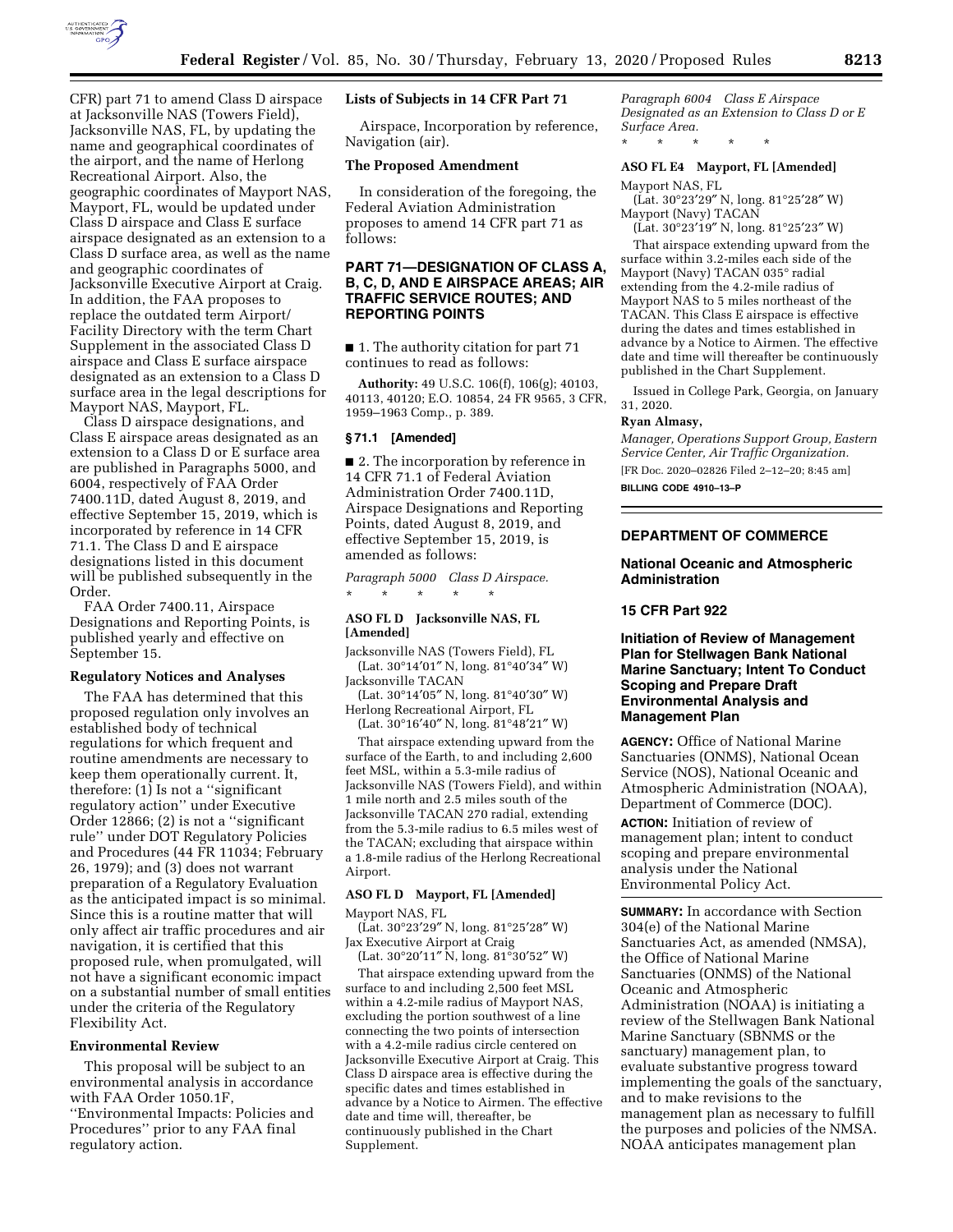CFR) part 71 to amend Class D airspace at Jacksonville NAS (Towers Field), Jacksonville NAS, FL, by updating the name and geographical coordinates of the airport, and the name of Herlong Recreational Airport. Also, the geographic coordinates of Mayport NAS, Mayport, FL, would be updated under Class D airspace and Class E surface airspace designated as an extension to a Class D surface area, as well as the name and geographic coordinates of Jacksonville Executive Airport at Craig. In addition, the FAA proposes to replace the outdated term Airport/Facility Directory with the term Chart Supplement in the associated Class D airspace and Class E surface airspace designated as an extension to a Class D surface area in the legal descriptions for Mayport NAS, Mayport, FL.

Class D airspace designations, and Class E airspace areas designated as an extension to a Class D or E surface area are published in Paragraphs 5000, and 6004, respectively of FAA Order 7400.11D, dated August 8, 2019, and effective September 15, 2019, which is incorporated by reference in 14 CFR 71.1. The Class D and E airspace designations listed in this document will be published subsequently in the Order.

FAA Order 7400.11, Airspace Designations and Reporting Points, is published yearly and effective on September 15.

### Regulatory Notices and Analyses

The FAA has determined that this proposed regulation only involves an established body of technical regulations for which frequent and routine amendments are necessary to keep them operationally current. It, therefore: (1) Is not a ''significant regulatory action'' under Executive Order 12866; (2) is not a ''significant rule'' under DOT Regulatory Policies and Procedures (44 FR 11034; February 26, 1979); and (3) does not warrant preparation of a Regulatory Evaluation as the anticipated impact is so minimal. Since this is a routine matter that will only affect air traffic procedures and air navigation, it is certified that this proposed rule, when promulgated, will not have a significant economic impact on a substantial number of small entities under the criteria of the Regulatory Flexibility Act.

### Environmental Review

This proposal will be subject to an environmental analysis in accordance with FAA Order 1050.1F, ''Environmental Impacts: Policies and Procedures'' prior to any FAA final regulatory action.

### Lists of Subjects in 14 CFR Part 71

Airspace, Incorporation by reference, Navigation (air).

### The Proposed Amendment

In consideration of the foregoing, the Federal Aviation Administration proposes to amend 14 CFR part 71 as follows:

## PART 71—DESIGNATION OF CLASS A, B, C, D, AND E AIRSPACE AREAS; AIR TRAFFIC SERVICE ROUTES; AND REPORTING POINTS

■ 1. The authority citation for part 71 continues to read as follows:

**Authority:** 49 U.S.C. 106(f), 106(g); 40103, 40113, 40120; E.O. 10854, 24 FR 9565, 3 CFR, 1959–1963 Comp., p. 389.

### § 71.1 [Amended]

■ 2. The incorporation by reference in 14 CFR 71.1 of Federal Aviation Administration Order 7400.11D, Airspace Designations and Reporting Points, dated August 8, 2019, and effective September 15, 2019, is amended as follows:

*Paragraph 5000 Class D Airspace.*

\* \* \* \* \*

**ASO FL D Jacksonville NAS, FL [Amended]**

Jacksonville NAS (Towers Field), FL
(Lat. 30°14′01″ N, long. 81°40′34″ W)
Jacksonville TACAN
(Lat. 30°14′05″ N, long. 81°40′30″ W)
Herlong Recreational Airport, FL
(Lat. 30°16′40″ N, long. 81°48′21″ W)

That airspace extending upward from the surface of the Earth, to and including 2,600 feet MSL, within a 5.3-mile radius of Jacksonville NAS (Towers Field), and within 1 mile north and 2.5 miles south of the Jacksonville TACAN 270 radial, extending from the 5.3-mile radius to 6.5 miles west of the TACAN; excluding that airspace within a 1.8-mile radius of the Herlong Recreational Airport.

**ASO FL D Mayport, FL [Amended]**

Mayport NAS, FL
(Lat. 30°23′29″ N, long. 81°25′28″ W)
Jax Executive Airport at Craig
(Lat. 30°20′11″ N, long. 81°30′52″ W)

That airspace extending upward from the surface to and including 2,500 feet MSL within a 4.2-mile radius of Mayport NAS, excluding the portion southwest of a line connecting the two points of intersection with a 4.2-mile radius circle centered on Jacksonville Executive Airport at Craig. This Class D airspace area is effective during the specific dates and times established in advance by a Notice to Airmen. The effective date and time will, thereafter, be continuously published in the Chart Supplement.

*Paragraph 6004 Class E Airspace Designated as an Extension to Class D or E Surface Area.*

\* \* \* \* \*

**ASO FL E4 Mayport, FL [Amended]**

Mayport NAS, FL
(Lat. 30°23′29″ N, long. 81°25′28″ W)
Mayport (Navy) TACAN
(Lat. 30°23′19″ N, long. 81°25′23″ W)

That airspace extending upward from the surface within 3.2-miles each side of the Mayport (Navy) TACAN 035° radial extending from the 4.2-mile radius of Mayport NAS to 5 miles northeast of the TACAN. This Class E airspace is effective during the dates and times established in advance by a Notice to Airmen. The effective date and time will thereafter be continuously published in the Chart Supplement.

Issued in College Park, Georgia, on January 31, 2020.

**Ryan Almasy,**

*Manager, Operations Support Group, Eastern Service Center, Air Traffic Organization.*

[FR Doc. 2020–02826 Filed 2–12–20; 8:45 am]

**BILLING CODE 4910–13–P**

## DEPARTMENT OF COMMERCE

### National Oceanic and Atmospheric Administration

### 15 CFR Part 922

### Initiation of Review of Management Plan for Stellwagen Bank National Marine Sanctuary; Intent To Conduct Scoping and Prepare Draft Environmental Analysis and Management Plan

**AGENCY:** Office of National Marine Sanctuaries (ONMS), National Ocean Service (NOS), National Oceanic and Atmospheric Administration (NOAA), Department of Commerce (DOC).

**ACTION:** Initiation of review of management plan; intent to conduct scoping and prepare environmental analysis under the National Environmental Policy Act.

**SUMMARY:** In accordance with Section 304(e) of the National Marine Sanctuaries Act, as amended (NMSA), the Office of National Marine Sanctuaries (ONMS) of the National Oceanic and Atmospheric Administration (NOAA) is initiating a review of the Stellwagen Bank National Marine Sanctuary (SBNMS or the sanctuary) management plan, to evaluate substantive progress toward implementing the goals of the sanctuary, and to make revisions to the management plan as necessary to fulfill the purposes and policies of the NMSA. NOAA anticipates management plan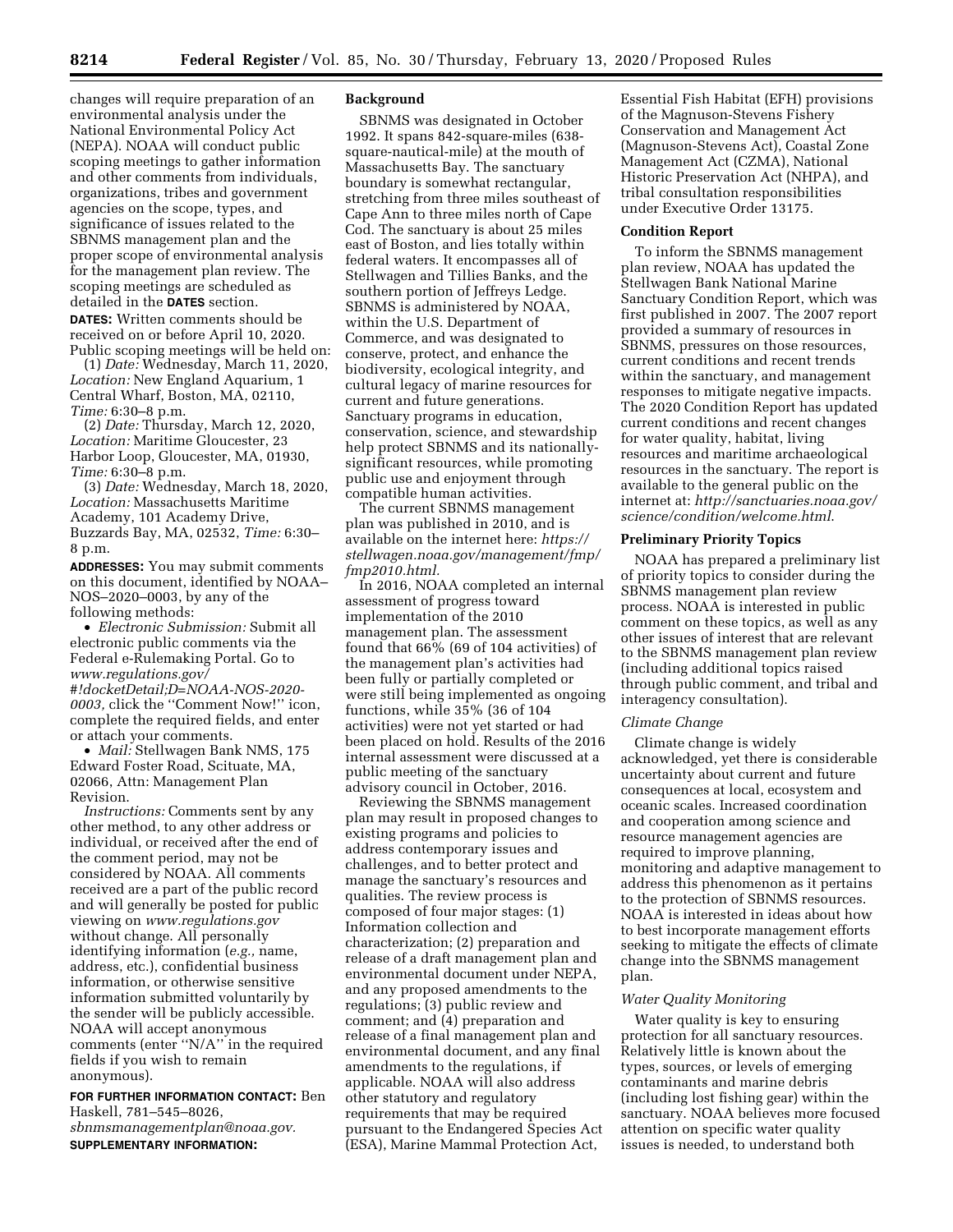changes will require preparation of an environmental analysis under the National Environmental Policy Act (NEPA). NOAA will conduct public scoping meetings to gather information and other comments from individuals, organizations, tribes and government agencies on the scope, types, and significance of issues related to the SBNMS management plan and the proper scope of environmental analysis for the management plan review. The scoping meetings are scheduled as detailed in the **DATES** section.

**DATES:** Written comments should be received on or before April 10, 2020. Public scoping meetings will be held on:

(1) *Date:* Wednesday, March 11, 2020, *Location:* New England Aquarium, 1 Central Wharf, Boston, MA, 02110, *Time:* 6:30–8 p.m.

(2) *Date:* Thursday, March 12, 2020, *Location:* Maritime Gloucester, 23 Harbor Loop, Gloucester, MA, 01930, *Time:* 6:30–8 p.m.

(3) *Date:* Wednesday, March 18, 2020, *Location:* Massachusetts Maritime Academy, 101 Academy Drive, Buzzards Bay, MA, 02532, *Time:* 6:30–8 p.m.

**ADDRESSES:** You may submit comments on this document, identified by NOAA–NOS–2020–0003, by any of the following methods:

- *Electronic Submission:* Submit all electronic public comments via the Federal e-Rulemaking Portal. Go to *www.regulations.gov/#!docketDetail;D=NOAA-NOS-2020-0003,* click the ''Comment Now!'' icon, complete the required fields, and enter or attach your comments.
- *Mail:* Stellwagen Bank NMS, 175 Edward Foster Road, Scituate, MA, 02066, Attn: Management Plan Revision.

*Instructions:* Comments sent by any other method, to any other address or individual, or received after the end of the comment period, may not be considered by NOAA. All comments received are a part of the public record and will generally be posted for public viewing on *www.regulations.gov* without change. All personally identifying information (*e.g.,* name, address, etc.), confidential business information, or otherwise sensitive information submitted voluntarily by the sender will be publicly accessible. NOAA will accept anonymous comments (enter ''N/A'' in the required fields if you wish to remain anonymous).

**FOR FURTHER INFORMATION CONTACT:** Ben Haskell, 781–545–8026, *sbnmsmanagementplan@noaa.gov.*

**SUPPLEMENTARY INFORMATION:**

## Background

SBNMS was designated in October 1992. It spans 842-square-miles (638-square-nautical-mile) at the mouth of Massachusetts Bay. The sanctuary boundary is somewhat rectangular, stretching from three miles southeast of Cape Ann to three miles north of Cape Cod. The sanctuary is about 25 miles east of Boston, and lies totally within federal waters. It encompasses all of Stellwagen and Tillies Banks, and the southern portion of Jeffreys Ledge. SBNMS is administered by NOAA, within the U.S. Department of Commerce, and was designated to conserve, protect, and enhance the biodiversity, ecological integrity, and cultural legacy of marine resources for current and future generations. Sanctuary programs in education, conservation, science, and stewardship help protect SBNMS and its nationally-significant resources, while promoting public use and enjoyment through compatible human activities.

The current SBNMS management plan was published in 2010, and is available on the internet here: *https://stellwagen.noaa.gov/management/fmp/fmp2010.html.*

In 2016, NOAA completed an internal assessment of progress toward implementation of the 2010 management plan. The assessment found that 66% (69 of 104 activities) of the management plan's activities had been fully or partially completed or were still being implemented as ongoing functions, while 35% (36 of 104 activities) were not yet started or had been placed on hold. Results of the 2016 internal assessment were discussed at a public meeting of the sanctuary advisory council in October, 2016.

Reviewing the SBNMS management plan may result in proposed changes to existing programs and policies to address contemporary issues and challenges, and to better protect and manage the sanctuary's resources and qualities. The review process is composed of four major stages: (1) Information collection and characterization; (2) preparation and release of a draft management plan and environmental document under NEPA, and any proposed amendments to the regulations; (3) public review and comment; and (4) preparation and release of a final management plan and environmental document, and any final amendments to the regulations, if applicable. NOAA will also address other statutory and regulatory requirements that may be required pursuant to the Endangered Species Act (ESA), Marine Mammal Protection Act, Essential Fish Habitat (EFH) provisions of the Magnuson-Stevens Fishery Conservation and Management Act (Magnuson-Stevens Act), Coastal Zone Management Act (CZMA), National Historic Preservation Act (NHPA), and tribal consultation responsibilities under Executive Order 13175.

## Condition Report

To inform the SBNMS management plan review, NOAA has updated the Stellwagen Bank National Marine Sanctuary Condition Report, which was first published in 2007. The 2007 report provided a summary of resources in SBNMS, pressures on those resources, current conditions and recent trends within the sanctuary, and management responses to mitigate negative impacts. The 2020 Condition Report has updated current conditions and recent changes for water quality, habitat, living resources and maritime archaeological resources in the sanctuary. The report is available to the general public on the internet at: *http://sanctuaries.noaa.gov/science/condition/welcome.html*.

## Preliminary Priority Topics

NOAA has prepared a preliminary list of priority topics to consider during the SBNMS management plan review process. NOAA is interested in public comment on these topics, as well as any other issues of interest that are relevant to the SBNMS management plan review (including additional topics raised through public comment, and tribal and interagency consultation).

### *Climate Change*

Climate change is widely acknowledged, yet there is considerable uncertainty about current and future consequences at local, ecosystem and oceanic scales. Increased coordination and cooperation among science and resource management agencies are required to improve planning, monitoring and adaptive management to address this phenomenon as it pertains to the protection of SBNMS resources. NOAA is interested in ideas about how to best incorporate management efforts seeking to mitigate the effects of climate change into the SBNMS management plan.

### *Water Quality Monitoring*

Water quality is key to ensuring protection for all sanctuary resources. Relatively little is known about the types, sources, or levels of emerging contaminants and marine debris (including lost fishing gear) within the sanctuary. NOAA believes more focused attention on specific water quality issues is needed, to understand both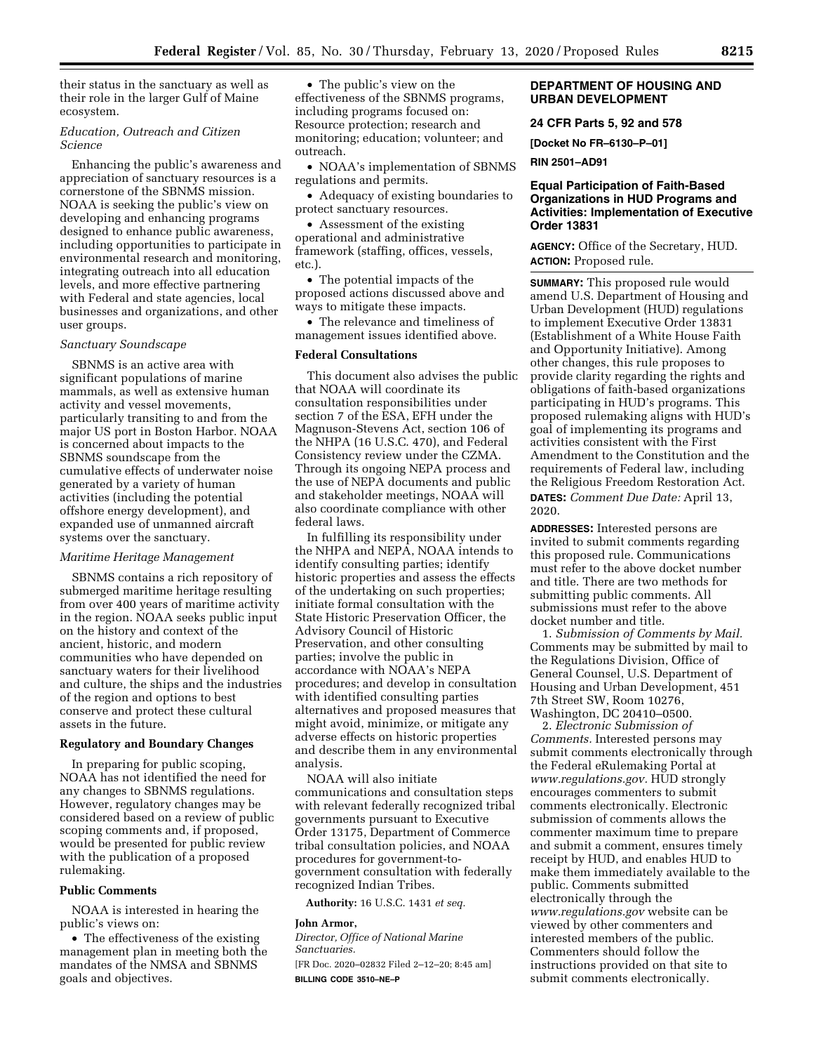their status in the sanctuary as well as their role in the larger Gulf of Maine ecosystem.

### *Education, Outreach and Citizen Science*

Enhancing the public's awareness and appreciation of sanctuary resources is a cornerstone of the SBNMS mission. NOAA is seeking the public's view on developing and enhancing programs designed to enhance public awareness, including opportunities to participate in environmental research and monitoring, integrating outreach into all education levels, and more effective partnering with Federal and state agencies, local businesses and organizations, and other user groups.

### *Sanctuary Soundscape*

SBNMS is an active area with significant populations of marine mammals, as well as extensive human activity and vessel movements, particularly transiting to and from the major US port in Boston Harbor. NOAA is concerned about impacts to the SBNMS soundscape from the cumulative effects of underwater noise generated by a variety of human activities (including the potential offshore energy development), and expanded use of unmanned aircraft systems over the sanctuary.

### *Maritime Heritage Management*

SBNMS contains a rich repository of submerged maritime heritage resulting from over 400 years of maritime activity in the region. NOAA seeks public input on the history and context of the ancient, historic, and modern communities who have depended on sanctuary waters for their livelihood and culture, the ships and the industries of the region and options to best conserve and protect these cultural assets in the future.

## Regulatory and Boundary Changes

In preparing for public scoping, NOAA has not identified the need for any changes to SBNMS regulations. However, regulatory changes may be considered based on a review of public scoping comments and, if proposed, would be presented for public review with the publication of a proposed rulemaking.

## Public Comments

NOAA is interested in hearing the public's views on:

- The effectiveness of the existing management plan in meeting both the mandates of the NMSA and SBNMS goals and objectives.
- The public's view on the effectiveness of the SBNMS programs, including programs focused on: Resource protection; research and monitoring; education; volunteer; and outreach.
- NOAA's implementation of SBNMS regulations and permits.
- Adequacy of existing boundaries to protect sanctuary resources.
- Assessment of the existing operational and administrative framework (staffing, offices, vessels, etc.).
- The potential impacts of the proposed actions discussed above and ways to mitigate these impacts.
- The relevance and timeliness of management issues identified above.

## Federal Consultations

This document also advises the public that NOAA will coordinate its consultation responsibilities under section 7 of the ESA, EFH under the Magnuson-Stevens Act, section 106 of the NHPA (16 U.S.C. 470), and Federal Consistency review under the CZMA. Through its ongoing NEPA process and the use of NEPA documents and public and stakeholder meetings, NOAA will also coordinate compliance with other federal laws.

In fulfilling its responsibility under the NHPA and NEPA, NOAA intends to identify consulting parties; identify historic properties and assess the effects of the undertaking on such properties; initiate formal consultation with the State Historic Preservation Officer, the Advisory Council of Historic Preservation, and other consulting parties; involve the public in accordance with NOAA's NEPA procedures; and develop in consultation with identified consulting parties alternatives and proposed measures that might avoid, minimize, or mitigate any adverse effects on historic properties and describe them in any environmental analysis.

NOAA will also initiate communications and consultation steps with relevant federally recognized tribal governments pursuant to Executive Order 13175, Department of Commerce tribal consultation policies, and NOAA procedures for government-to-government consultation with federally recognized Indian Tribes.

**Authority:** 16 U.S.C. 1431 *et seq.*

**John Armor,**

*Director, Office of National Marine Sanctuaries.*

[FR Doc. 2020–02832 Filed 2–12–20; 8:45 am]

**BILLING CODE 3510–NE–P**

---

## DEPARTMENT OF HOUSING AND URBAN DEVELOPMENT

### 24 CFR Parts 5, 92 and 578

**[Docket No FR–6130–P–01]**

**RIN 2501–AD91**

### Equal Participation of Faith-Based Organizations in HUD Programs and Activities: Implementation of Executive Order 13831

**AGENCY:** Office of the Secretary, HUD.

**ACTION:** Proposed rule.

**SUMMARY:** This proposed rule would amend U.S. Department of Housing and Urban Development (HUD) regulations to implement Executive Order 13831 (Establishment of a White House Faith and Opportunity Initiative). Among other changes, this rule proposes to provide clarity regarding the rights and obligations of faith-based organizations participating in HUD's programs. This proposed rulemaking aligns with HUD's goal of implementing its programs and activities consistent with the First Amendment to the Constitution and the requirements of Federal law, including the Religious Freedom Restoration Act.

**DATES:** *Comment Due Date:* April 13, 2020.

**ADDRESSES:** Interested persons are invited to submit comments regarding this proposed rule. Communications must refer to the above docket number and title. There are two methods for submitting public comments. All submissions must refer to the above docket number and title.

1. *Submission of Comments by Mail.* Comments may be submitted by mail to the Regulations Division, Office of General Counsel, U.S. Department of Housing and Urban Development, 451 7th Street SW, Room 10276, Washington, DC 20410–0500.

2. *Electronic Submission of Comments.* Interested persons may submit comments electronically through the Federal eRulemaking Portal at *www.regulations.gov.* HUD strongly encourages commenters to submit comments electronically. Electronic submission of comments allows the commenter maximum time to prepare and submit a comment, ensures timely receipt by HUD, and enables HUD to make them immediately available to the public. Comments submitted electronically through the *www.regulations.gov* website can be viewed by other commenters and interested members of the public. Commenters should follow the instructions provided on that site to submit comments electronically.